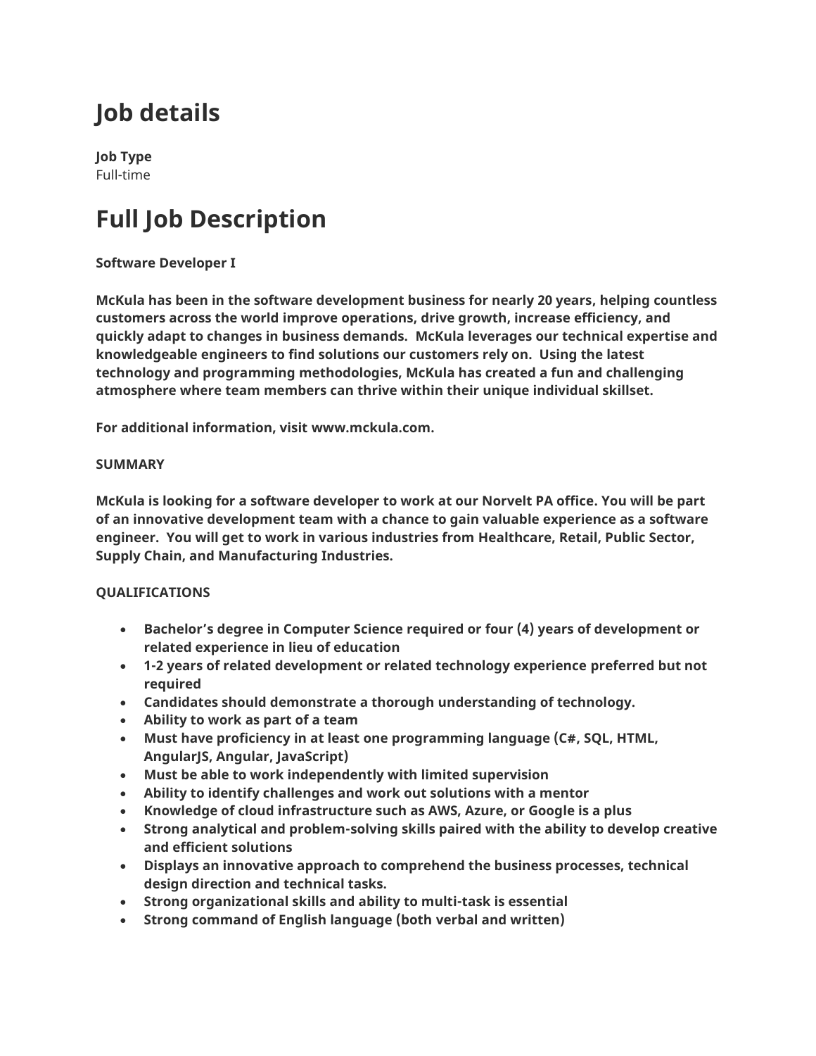# Job details

**Job Type**
Full-time

# Full Job Description

**Software Developer I**

**McKula has been in the software development business for nearly 20 years, helping countless customers across the world improve operations, drive growth, increase efficiency, and quickly adapt to changes in business demands. McKula leverages our technical expertise and knowledgeable engineers to find solutions our customers rely on. Using the latest technology and programming methodologies, McKula has created a fun and challenging atmosphere where team members can thrive within their unique individual skillset.**

**For additional information, visit www.mckula.com.**

**SUMMARY**

**McKula is looking for a software developer to work at our Norvelt PA office. You will be part of an innovative development team with a chance to gain valuable experience as a software engineer. You will get to work in various industries from Healthcare, Retail, Public Sector, Supply Chain, and Manufacturing Industries.**

**QUALIFICATIONS**

- **Bachelor's degree in Computer Science required or four (4) years of development or related experience in lieu of education**
- **1-2 years of related development or related technology experience preferred but not required**
- **Candidates should demonstrate a thorough understanding of technology.**
- **Ability to work as part of a team**
- **Must have proficiency in at least one programming language (C#, SQL, HTML, AngularJS, Angular, JavaScript)**
- **Must be able to work independently with limited supervision**
- **Ability to identify challenges and work out solutions with a mentor**
- **Knowledge of cloud infrastructure such as AWS, Azure, or Google is a plus**
- **Strong analytical and problem-solving skills paired with the ability to develop creative and efficient solutions**
- **Displays an innovative approach to comprehend the business processes, technical design direction and technical tasks.**
- **Strong organizational skills and ability to multi-task is essential**
- **Strong command of English language (both verbal and written)**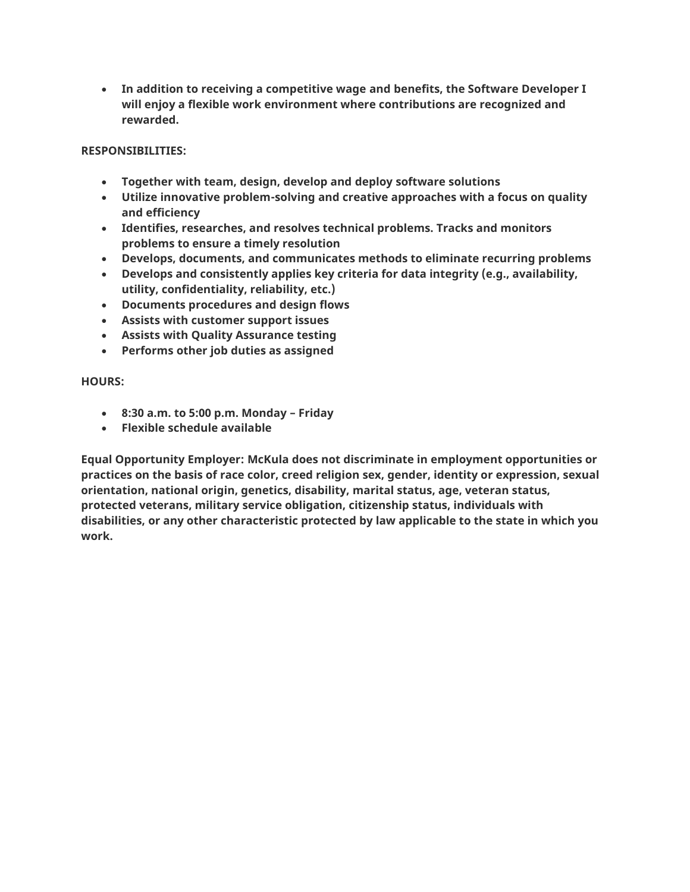- **In addition to receiving a competitive wage and benefits, the Software Developer I will enjoy a flexible work environment where contributions are recognized and rewarded.**

**RESPONSIBILITIES:**

- **Together with team, design, develop and deploy software solutions**
- **Utilize innovative problem-solving and creative approaches with a focus on quality and efficiency**
- **Identifies, researches, and resolves technical problems. Tracks and monitors problems to ensure a timely resolution**
- **Develops, documents, and communicates methods to eliminate recurring problems**
- **Develops and consistently applies key criteria for data integrity (e.g., availability, utility, confidentiality, reliability, etc.)**
- **Documents procedures and design flows**
- **Assists with customer support issues**
- **Assists with Quality Assurance testing**
- **Performs other job duties as assigned**

**HOURS:**

- **8:30 a.m. to 5:00 p.m. Monday – Friday**
- **Flexible schedule available**

**Equal Opportunity Employer: McKula does not discriminate in employment opportunities or practices on the basis of race color, creed religion sex, gender, identity or expression, sexual orientation, national origin, genetics, disability, marital status, age, veteran status, protected veterans, military service obligation, citizenship status, individuals with disabilities, or any other characteristic protected by law applicable to the state in which you work.**